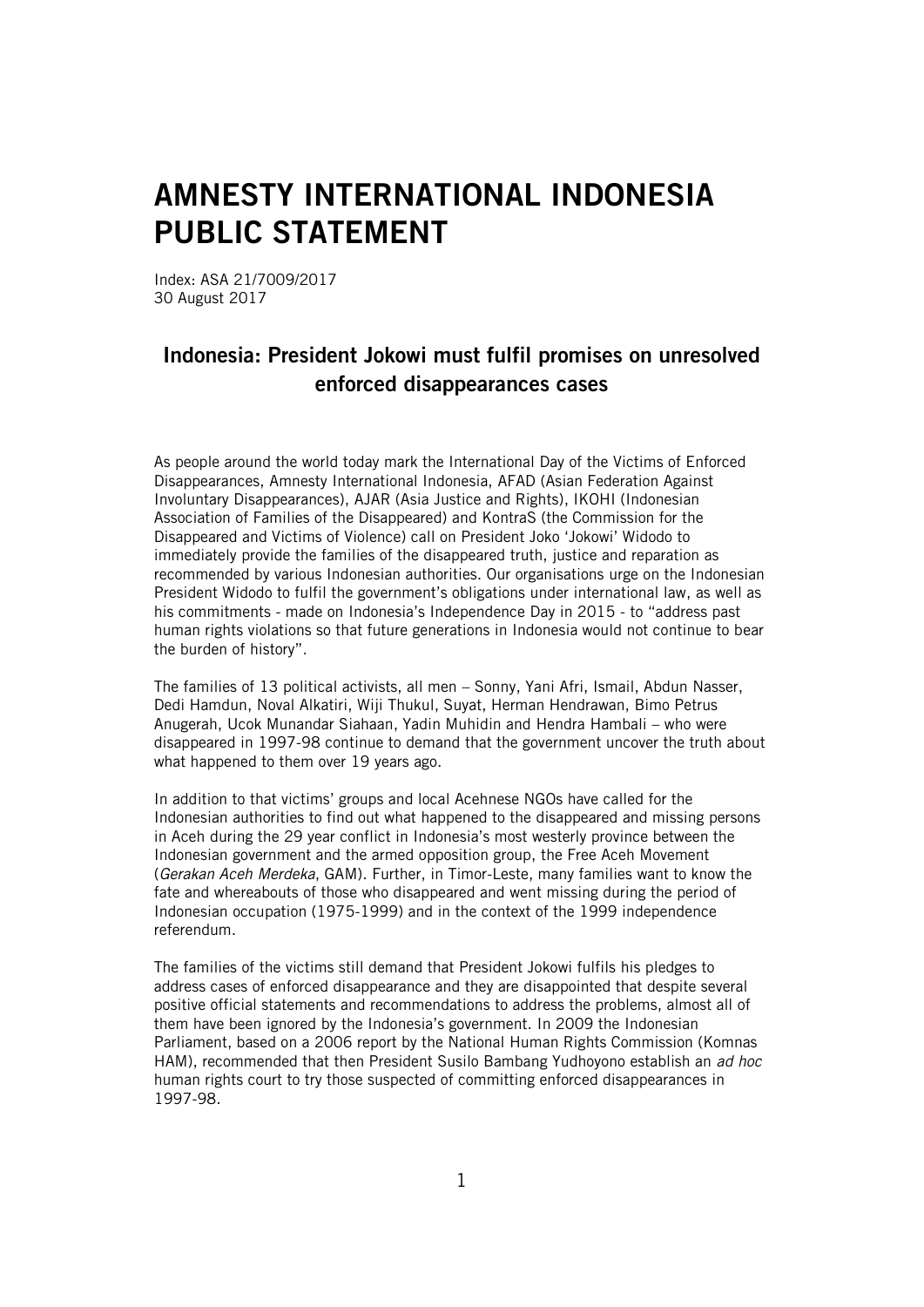# AMNESTY INTERNATIONAL INDONESIA PUBLIC STATEMENT

Index: ASA 21/7009/2017
30 August 2017

## Indonesia: President Jokowi must fulfil promises on unresolved enforced disappearances cases

As people around the world today mark the International Day of the Victims of Enforced Disappearances, Amnesty International Indonesia, AFAD (Asian Federation Against Involuntary Disappearances), AJAR (Asia Justice and Rights), IKOHI (Indonesian Association of Families of the Disappeared) and KontraS (the Commission for the Disappeared and Victims of Violence) call on President Joko 'Jokowi' Widodo to immediately provide the families of the disappeared truth, justice and reparation as recommended by various Indonesian authorities. Our organisations urge on the Indonesian President Widodo to fulfil the government's obligations under international law, as well as his commitments - made on Indonesia's Independence Day in 2015 - to "address past human rights violations so that future generations in Indonesia would not continue to bear the burden of history".

The families of 13 political activists, all men – Sonny, Yani Afri, Ismail, Abdun Nasser, Dedi Hamdun, Noval Alkatiri, Wiji Thukul, Suyat, Herman Hendrawan, Bimo Petrus Anugerah, Ucok Munandar Siahaan, Yadin Muhidin and Hendra Hambali – who were disappeared in 1997-98 continue to demand that the government uncover the truth about what happened to them over 19 years ago.

In addition to that victims' groups and local Acehnese NGOs have called for the Indonesian authorities to find out what happened to the disappeared and missing persons in Aceh during the 29 year conflict in Indonesia's most westerly province between the Indonesian government and the armed opposition group, the Free Aceh Movement (*Gerakan Aceh Merdeka*, GAM). Further, in Timor-Leste, many families want to know the fate and whereabouts of those who disappeared and went missing during the period of Indonesian occupation (1975-1999) and in the context of the 1999 independence referendum.

The families of the victims still demand that President Jokowi fulfils his pledges to address cases of enforced disappearance and they are disappointed that despite several positive official statements and recommendations to address the problems, almost all of them have been ignored by the Indonesia's government. In 2009 the Indonesian Parliament, based on a 2006 report by the National Human Rights Commission (Komnas HAM), recommended that then President Susilo Bambang Yudhoyono establish an *ad hoc* human rights court to try those suspected of committing enforced disappearances in 1997-98.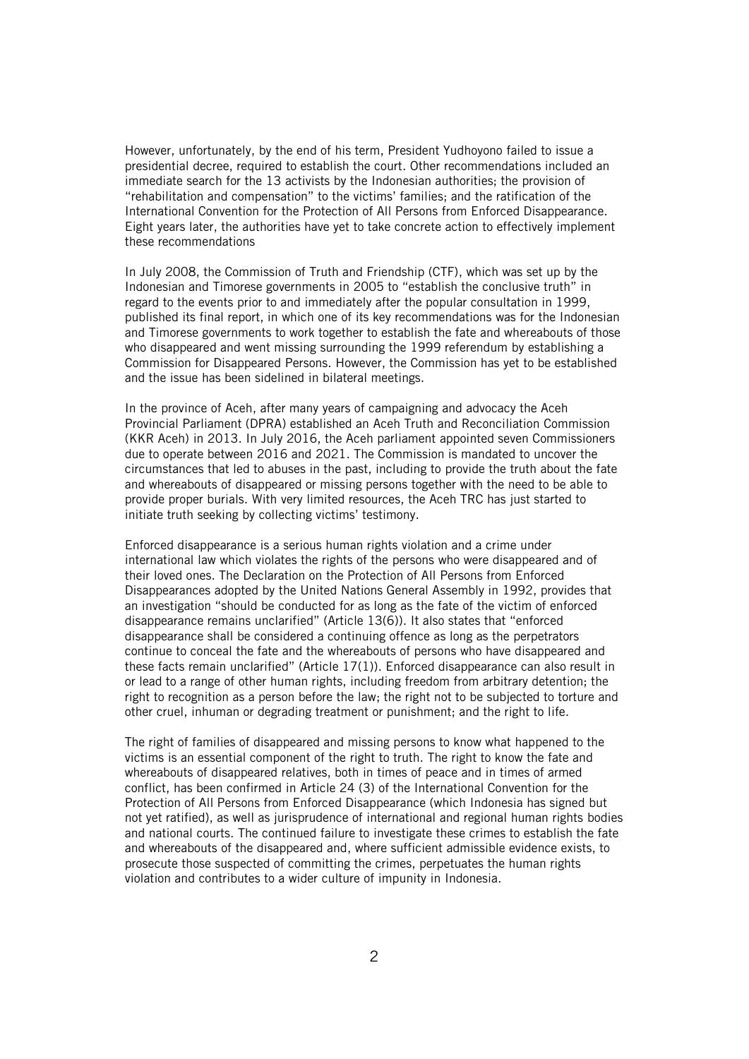However, unfortunately, by the end of his term, President Yudhoyono failed to issue a presidential decree, required to establish the court. Other recommendations included an immediate search for the 13 activists by the Indonesian authorities; the provision of "rehabilitation and compensation" to the victims' families; and the ratification of the International Convention for the Protection of All Persons from Enforced Disappearance. Eight years later, the authorities have yet to take concrete action to effectively implement these recommendations

In July 2008, the Commission of Truth and Friendship (CTF), which was set up by the Indonesian and Timorese governments in 2005 to "establish the conclusive truth" in regard to the events prior to and immediately after the popular consultation in 1999, published its final report, in which one of its key recommendations was for the Indonesian and Timorese governments to work together to establish the fate and whereabouts of those who disappeared and went missing surrounding the 1999 referendum by establishing a Commission for Disappeared Persons. However, the Commission has yet to be established and the issue has been sidelined in bilateral meetings.

In the province of Aceh, after many years of campaigning and advocacy the Aceh Provincial Parliament (DPRA) established an Aceh Truth and Reconciliation Commission (KKR Aceh) in 2013. In July 2016, the Aceh parliament appointed seven Commissioners due to operate between 2016 and 2021. The Commission is mandated to uncover the circumstances that led to abuses in the past, including to provide the truth about the fate and whereabouts of disappeared or missing persons together with the need to be able to provide proper burials. With very limited resources, the Aceh TRC has just started to initiate truth seeking by collecting victims' testimony.

Enforced disappearance is a serious human rights violation and a crime under international law which violates the rights of the persons who were disappeared and of their loved ones. The Declaration on the Protection of All Persons from Enforced Disappearances adopted by the United Nations General Assembly in 1992, provides that an investigation "should be conducted for as long as the fate of the victim of enforced disappearance remains unclarified" (Article 13(6)). It also states that "enforced disappearance shall be considered a continuing offence as long as the perpetrators continue to conceal the fate and the whereabouts of persons who have disappeared and these facts remain unclarified" (Article 17(1)). Enforced disappearance can also result in or lead to a range of other human rights, including freedom from arbitrary detention; the right to recognition as a person before the law; the right not to be subjected to torture and other cruel, inhuman or degrading treatment or punishment; and the right to life.

The right of families of disappeared and missing persons to know what happened to the victims is an essential component of the right to truth. The right to know the fate and whereabouts of disappeared relatives, both in times of peace and in times of armed conflict, has been confirmed in Article 24 (3) of the International Convention for the Protection of All Persons from Enforced Disappearance (which Indonesia has signed but not yet ratified), as well as jurisprudence of international and regional human rights bodies and national courts. The continued failure to investigate these crimes to establish the fate and whereabouts of the disappeared and, where sufficient admissible evidence exists, to prosecute those suspected of committing the crimes, perpetuates the human rights violation and contributes to a wider culture of impunity in Indonesia.